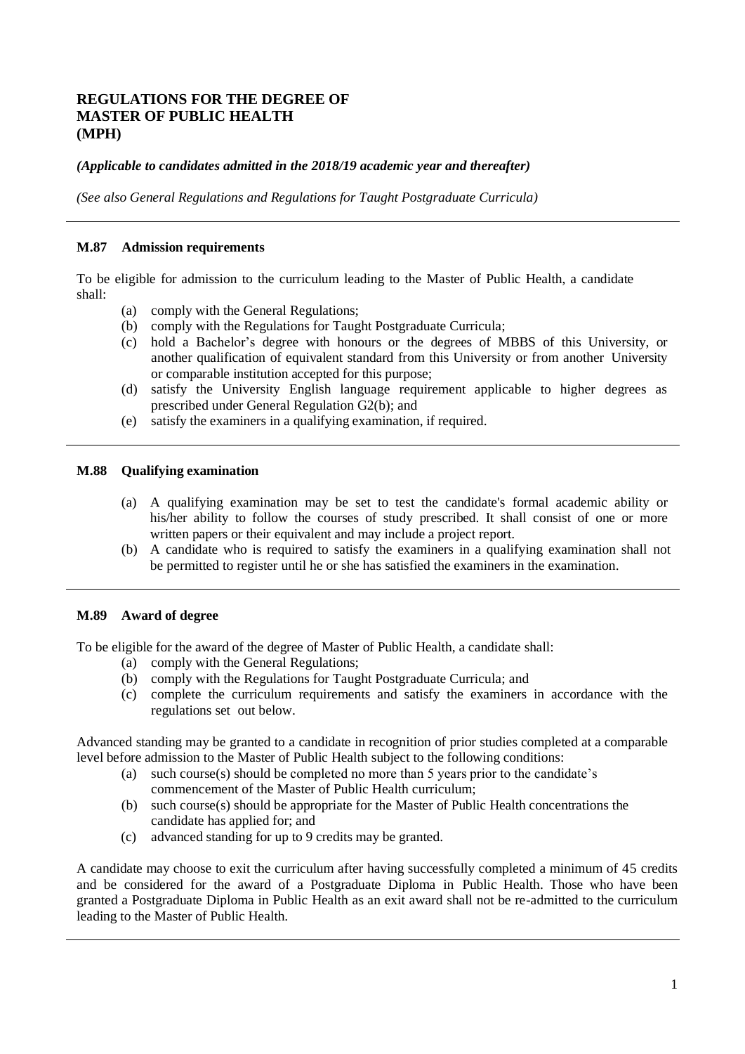# REGULATIONS FOR THE DEGREE OF MASTER OF PUBLIC HEALTH (MPH)

***(Applicable to candidates admitted in the 2018/19 academic year and thereafter)***

*(See also General Regulations and Regulations for Taught Postgraduate Curricula)*

---

### M.87 Admission requirements

To be eligible for admission to the curriculum leading to the Master of Public Health, a candidate shall:

- (a) comply with the General Regulations;
- (b) comply with the Regulations for Taught Postgraduate Curricula;
- (c) hold a Bachelor's degree with honours or the degrees of MBBS of this University, or another qualification of equivalent standard from this University or from another University or comparable institution accepted for this purpose;
- (d) satisfy the University English language requirement applicable to higher degrees as prescribed under General Regulation G2(b); and
- (e) satisfy the examiners in a qualifying examination, if required.

---

### M.88 Qualifying examination

- (a) A qualifying examination may be set to test the candidate's formal academic ability or his/her ability to follow the courses of study prescribed. It shall consist of one or more written papers or their equivalent and may include a project report.
- (b) A candidate who is required to satisfy the examiners in a qualifying examination shall not be permitted to register until he or she has satisfied the examiners in the examination.

---

### M.89 Award of degree

To be eligible for the award of the degree of Master of Public Health, a candidate shall:

- (a) comply with the General Regulations;
- (b) comply with the Regulations for Taught Postgraduate Curricula; and
- (c) complete the curriculum requirements and satisfy the examiners in accordance with the regulations set out below.

Advanced standing may be granted to a candidate in recognition of prior studies completed at a comparable level before admission to the Master of Public Health subject to the following conditions:

- (a) such course(s) should be completed no more than 5 years prior to the candidate's commencement of the Master of Public Health curriculum;
- (b) such course(s) should be appropriate for the Master of Public Health concentrations the candidate has applied for; and
- (c) advanced standing for up to 9 credits may be granted.

A candidate may choose to exit the curriculum after having successfully completed a minimum of 45 credits and be considered for the award of a Postgraduate Diploma in Public Health. Those who have been granted a Postgraduate Diploma in Public Health as an exit award shall not be re-admitted to the curriculum leading to the Master of Public Health.

---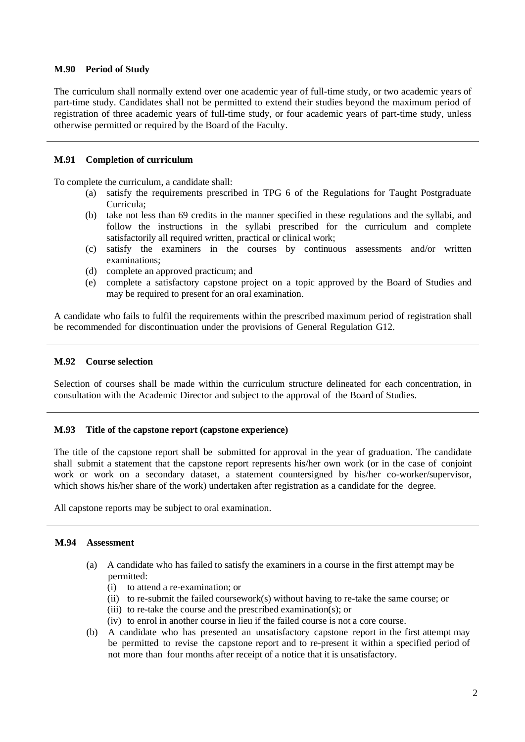### M.90 Period of Study

The curriculum shall normally extend over one academic year of full-time study, or two academic years of part-time study. Candidates shall not be permitted to extend their studies beyond the maximum period of registration of three academic years of full-time study, or four academic years of part-time study, unless otherwise permitted or required by the Board of the Faculty.

---

### M.91 Completion of curriculum

To complete the curriculum, a candidate shall:

(a) satisfy the requirements prescribed in TPG 6 of the Regulations for Taught Postgraduate Curricula;

(b) take not less than 69 credits in the manner specified in these regulations and the syllabi, and follow the instructions in the syllabi prescribed for the curriculum and complete satisfactorily all required written, practical or clinical work;

(c) satisfy the examiners in the courses by continuous assessments and/or written examinations;

(d) complete an approved practicum; and

(e) complete a satisfactory capstone project on a topic approved by the Board of Studies and may be required to present for an oral examination.

A candidate who fails to fulfil the requirements within the prescribed maximum period of registration shall be recommended for discontinuation under the provisions of General Regulation G12.

---

### M.92 Course selection

Selection of courses shall be made within the curriculum structure delineated for each concentration, in consultation with the Academic Director and subject to the approval of the Board of Studies.

---

### M.93 Title of the capstone report (capstone experience)

The title of the capstone report shall be submitted for approval in the year of graduation. The candidate shall submit a statement that the capstone report represents his/her own work (or in the case of conjoint work or work on a secondary dataset, a statement countersigned by his/her co-worker/supervisor, which shows his/her share of the work) undertaken after registration as a candidate for the degree.

All capstone reports may be subject to oral examination.

---

### M.94 Assessment

(a) A candidate who has failed to satisfy the examiners in a course in the first attempt may be permitted:

   (i) to attend a re-examination; or

   (ii) to re-submit the failed coursework(s) without having to re-take the same course; or

   (iii) to re-take the course and the prescribed examination(s); or

   (iv) to enrol in another course in lieu if the failed course is not a core course.

(b) A candidate who has presented an unsatisfactory capstone report in the first attempt may be permitted to revise the capstone report and to re-present it within a specified period of not more than four months after receipt of a notice that it is unsatisfactory.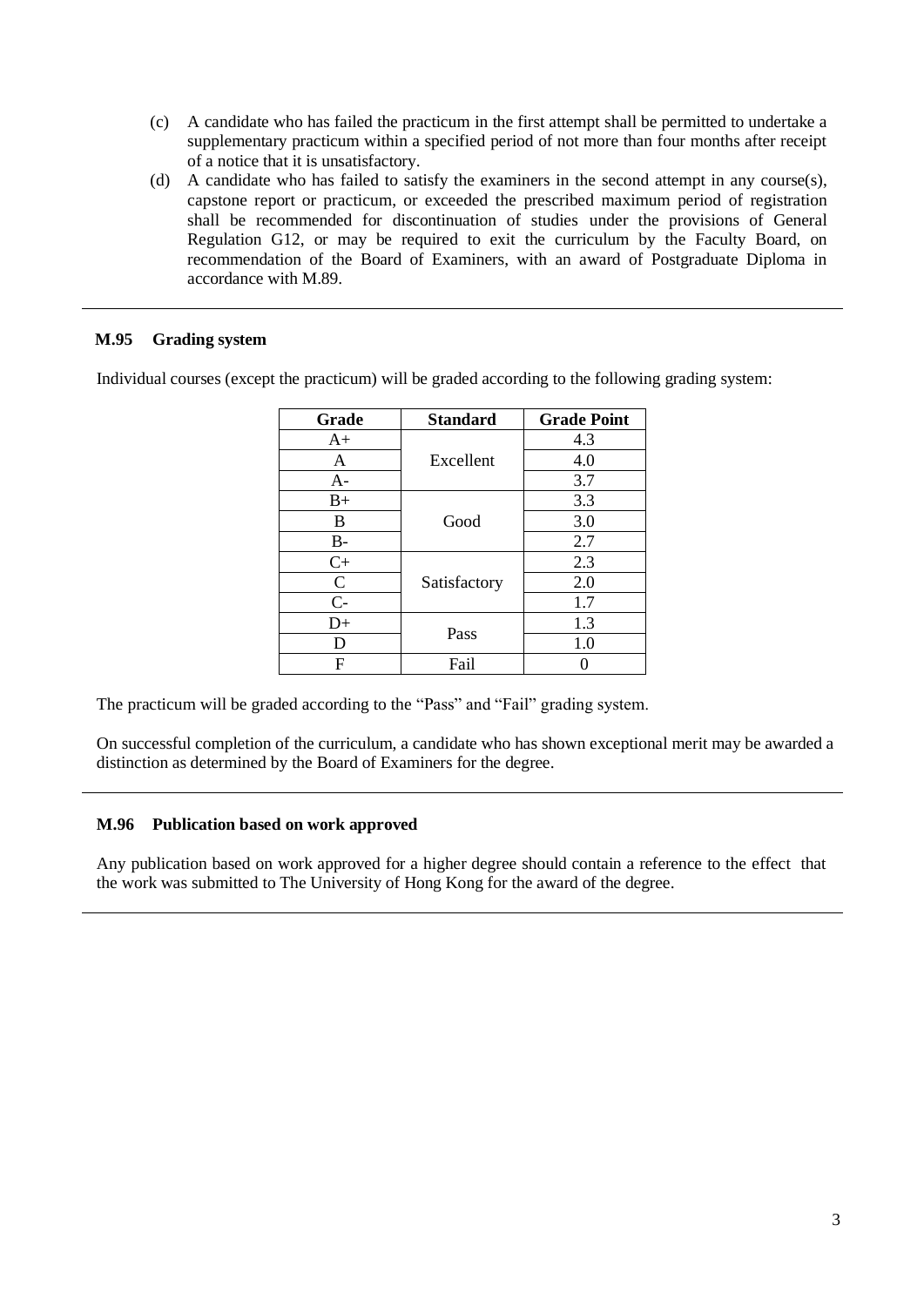(c) A candidate who has failed the practicum in the first attempt shall be permitted to undertake a supplementary practicum within a specified period of not more than four months after receipt of a notice that it is unsatisfactory.

(d) A candidate who has failed to satisfy the examiners in the second attempt in any course(s), capstone report or practicum, or exceeded the prescribed maximum period of registration shall be recommended for discontinuation of studies under the provisions of General Regulation G12, or may be required to exit the curriculum by the Faculty Board, on recommendation of the Board of Examiners, with an award of Postgraduate Diploma in accordance with M.89.

---

### M.95 Grading system

Individual courses (except the practicum) will be graded according to the following grading system:

| Grade | Standard | Grade Point |
|---|---|---|
| A+ | Excellent | 4.3 |
| A | | 4.0 |
| A- | | 3.7 |
| B+ | Good | 3.3 |
| B | | 3.0 |
| B- | | 2.7 |
| C+ | Satisfactory | 2.3 |
| C | | 2.0 |
| C- | | 1.7 |
| D+ | Pass | 1.3 |
| D | | 1.0 |
| F | Fail | 0 |

The practicum will be graded according to the "Pass" and "Fail" grading system.

On successful completion of the curriculum, a candidate who has shown exceptional merit may be awarded a distinction as determined by the Board of Examiners for the degree.

---

### M.96 Publication based on work approved

Any publication based on work approved for a higher degree should contain a reference to the effect that the work was submitted to The University of Hong Kong for the award of the degree.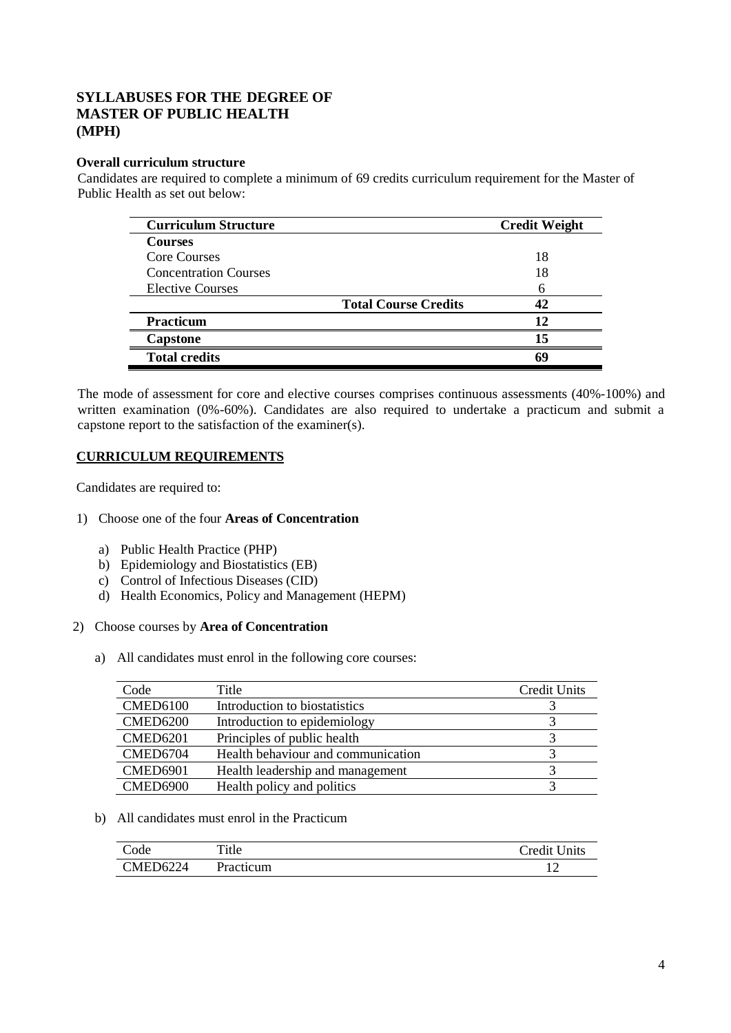**SYLLABUSES FOR THE DEGREE OF MASTER OF PUBLIC HEALTH (MPH)**

**Overall curriculum structure**

Candidates are required to complete a minimum of 69 credits curriculum requirement for the Master of Public Health as set out below:

| Curriculum Structure | | Credit Weight |
|---|---|---|
| **Courses** | | |
| Core Courses | | 18 |
| Concentration Courses | | 18 |
| Elective Courses | | 6 |
| | **Total Course Credits** | **42** |
| **Practicum** | | **12** |
| **Capstone** | | **15** |
| **Total credits** | | **69** |

The mode of assessment for core and elective courses comprises continuous assessments (40%-100%) and written examination (0%-60%). Candidates are also required to undertake a practicum and submit a capstone report to the satisfaction of the examiner(s).

**CURRICULUM REQUIREMENTS**

Candidates are required to:

1) Choose one of the four **Areas of Concentration**

   a) Public Health Practice (PHP)
   b) Epidemiology and Biostatistics (EB)
   c) Control of Infectious Diseases (CID)
   d) Health Economics, Policy and Management (HEPM)

2) Choose courses by **Area of Concentration**

   a) All candidates must enrol in the following core courses:

| Code | Title | Credit Units |
|---|---|---|
| CMED6100 | Introduction to biostatistics | 3 |
| CMED6200 | Introduction to epidemiology | 3 |
| CMED6201 | Principles of public health | 3 |
| CMED6704 | Health behaviour and communication | 3 |
| CMED6901 | Health leadership and management | 3 |
| CMED6900 | Health policy and politics | 3 |

   b) All candidates must enrol in the Practicum

| Code | Title | Credit Units |
|---|---|---|
| CMED6224 | Practicum | 12 |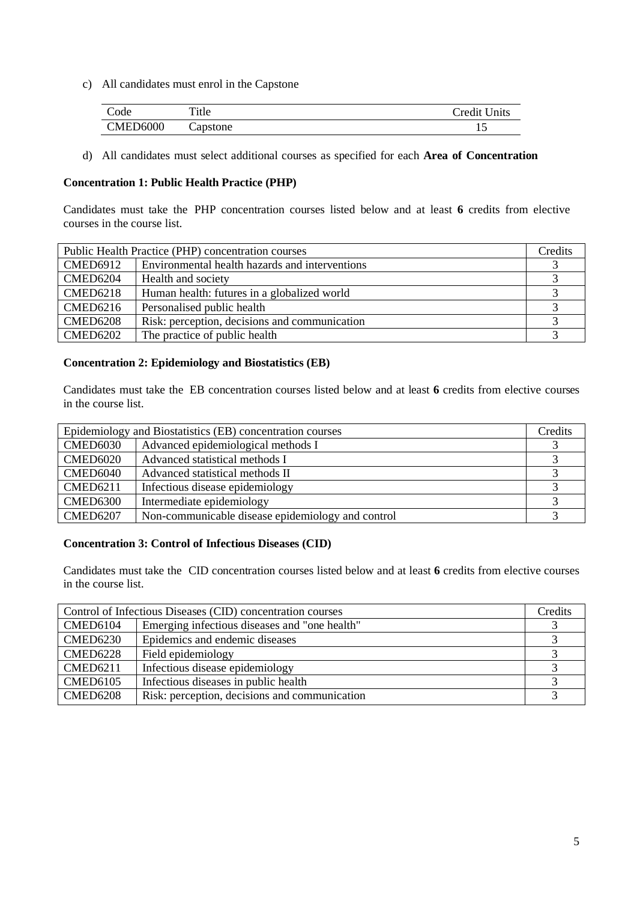c) All candidates must enrol in the Capstone

| Code | Title | Credit Units |
|---|---|---|
| CMED6000 | Capstone | 15 |

d) All candidates must select additional courses as specified for each **Area of Concentration**

**Concentration 1: Public Health Practice (PHP)**

Candidates must take the PHP concentration courses listed below and at least **6** credits from elective courses in the course list.

| Public Health Practice (PHP) concentration courses | | Credits |
|---|---|---|
| CMED6912 | Environmental health hazards and interventions | 3 |
| CMED6204 | Health and society | 3 |
| CMED6218 | Human health: futures in a globalized world | 3 |
| CMED6216 | Personalised public health | 3 |
| CMED6208 | Risk: perception, decisions and communication | 3 |
| CMED6202 | The practice of public health | 3 |

**Concentration 2: Epidemiology and Biostatistics (EB)**

Candidates must take the EB concentration courses listed below and at least **6** credits from elective courses in the course list.

| Epidemiology and Biostatistics (EB) concentration courses | | Credits |
|---|---|---|
| CMED6030 | Advanced epidemiological methods I | 3 |
| CMED6020 | Advanced statistical methods I | 3 |
| CMED6040 | Advanced statistical methods II | 3 |
| CMED6211 | Infectious disease epidemiology | 3 |
| CMED6300 | Intermediate epidemiology | 3 |
| CMED6207 | Non-communicable disease epidemiology and control | 3 |

**Concentration 3: Control of Infectious Diseases (CID)**

Candidates must take the CID concentration courses listed below and at least **6** credits from elective courses in the course list.

| Control of Infectious Diseases (CID) concentration courses | | Credits |
|---|---|---|
| CMED6104 | Emerging infectious diseases and "one health" | 3 |
| CMED6230 | Epidemics and endemic diseases | 3 |
| CMED6228 | Field epidemiology | 3 |
| CMED6211 | Infectious disease epidemiology | 3 |
| CMED6105 | Infectious diseases in public health | 3 |
| CMED6208 | Risk: perception, decisions and communication | 3 |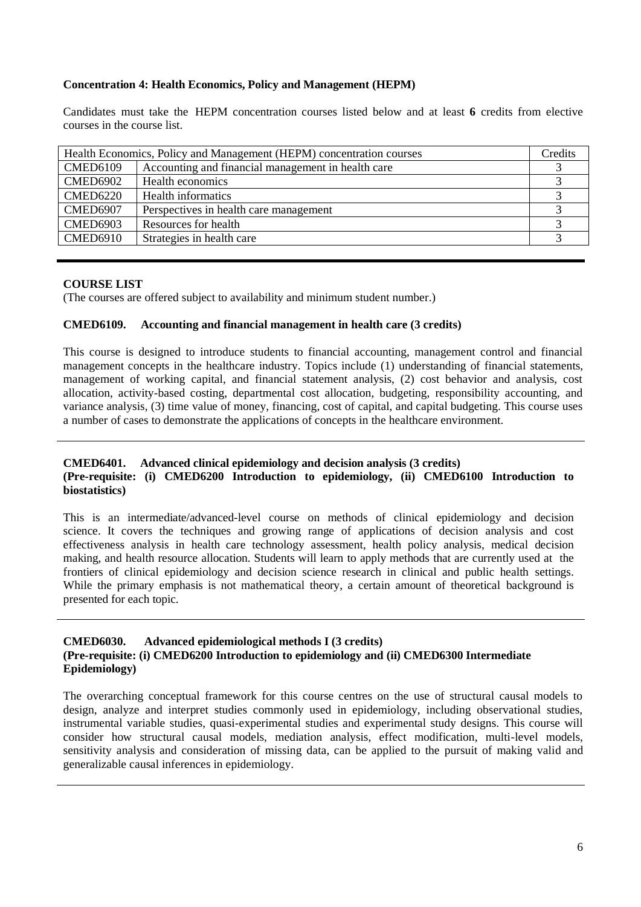**Concentration 4: Health Economics, Policy and Management (HEPM)**

Candidates must take the HEPM concentration courses listed below and at least **6** credits from elective courses in the course list.

| Health Economics, Policy and Management (HEPM) concentration courses | | Credits |
|---|---|---|
| CMED6109 | Accounting and financial management in health care | 3 |
| CMED6902 | Health economics | 3 |
| CMED6220 | Health informatics | 3 |
| CMED6907 | Perspectives in health care management | 3 |
| CMED6903 | Resources for health | 3 |
| CMED6910 | Strategies in health care | 3 |

---

**COURSE LIST**

(The courses are offered subject to availability and minimum student number.)

**CMED6109. Accounting and financial management in health care (3 credits)**

This course is designed to introduce students to financial accounting, management control and financial management concepts in the healthcare industry. Topics include (1) understanding of financial statements, management of working capital, and financial statement analysis, (2) cost behavior and analysis, cost allocation, activity-based costing, departmental cost allocation, budgeting, responsibility accounting, and variance analysis, (3) time value of money, financing, cost of capital, and capital budgeting. This course uses a number of cases to demonstrate the applications of concepts in the healthcare environment.

---

**CMED6401. Advanced clinical epidemiology and decision analysis (3 credits)**
**(Pre-requisite: (i) CMED6200 Introduction to epidemiology, (ii) CMED6100 Introduction to biostatistics)**

This is an intermediate/advanced-level course on methods of clinical epidemiology and decision science. It covers the techniques and growing range of applications of decision analysis and cost effectiveness analysis in health care technology assessment, health policy analysis, medical decision making, and health resource allocation. Students will learn to apply methods that are currently used at the frontiers of clinical epidemiology and decision science research in clinical and public health settings. While the primary emphasis is not mathematical theory, a certain amount of theoretical background is presented for each topic.

---

**CMED6030. Advanced epidemiological methods I (3 credits)**
**(Pre-requisite: (i) CMED6200 Introduction to epidemiology and (ii) CMED6300 Intermediate Epidemiology)**

The overarching conceptual framework for this course centres on the use of structural causal models to design, analyze and interpret studies commonly used in epidemiology, including observational studies, instrumental variable studies, quasi-experimental studies and experimental study designs. This course will consider how structural causal models, mediation analysis, effect modification, multi-level models, sensitivity analysis and consideration of missing data, can be applied to the pursuit of making valid and generalizable causal inferences in epidemiology.

---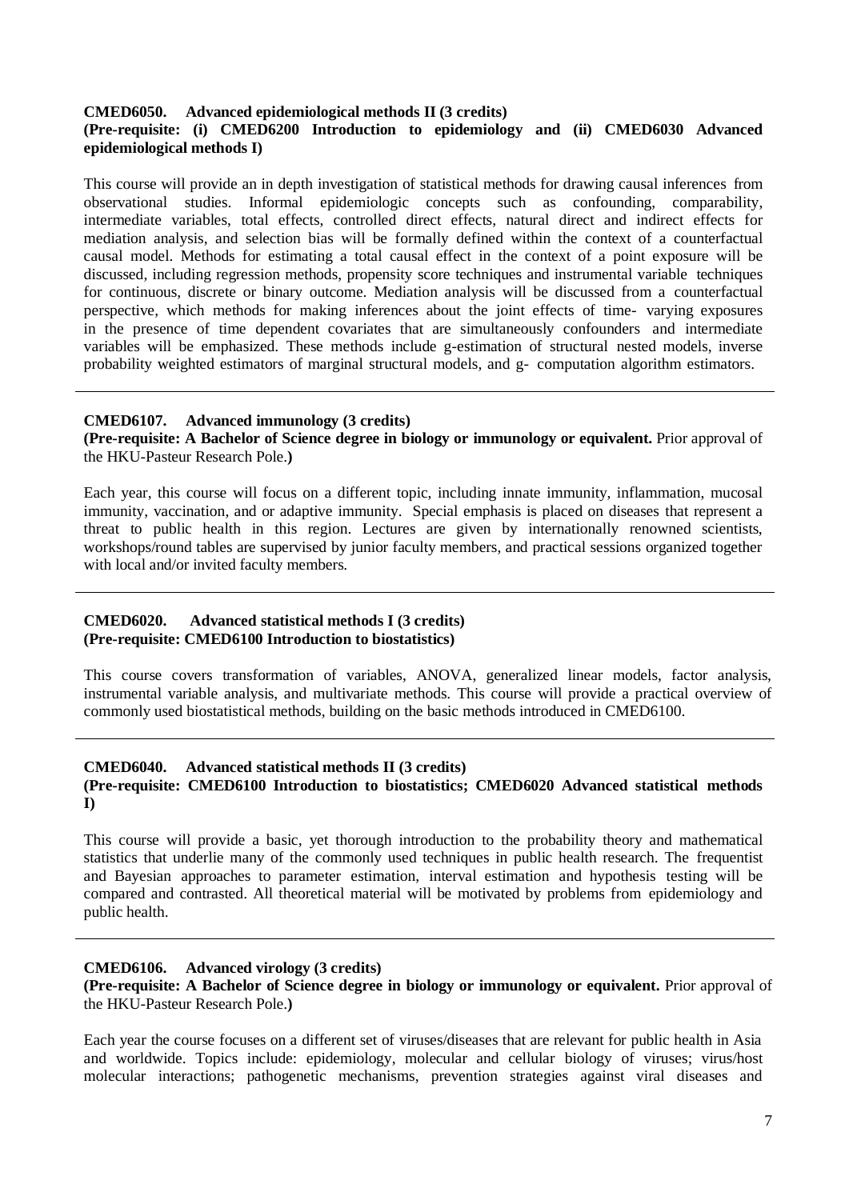**CMED6050. Advanced epidemiological methods II (3 credits)**
**(Pre-requisite: (i) CMED6200 Introduction to epidemiology and (ii) CMED6030 Advanced epidemiological methods I)**

This course will provide an in depth investigation of statistical methods for drawing causal inferences from observational studies. Informal epidemiologic concepts such as confounding, comparability, intermediate variables, total effects, controlled direct effects, natural direct and indirect effects for mediation analysis, and selection bias will be formally defined within the context of a counterfactual causal model. Methods for estimating a total causal effect in the context of a point exposure will be discussed, including regression methods, propensity score techniques and instrumental variable techniques for continuous, discrete or binary outcome. Mediation analysis will be discussed from a counterfactual perspective, which methods for making inferences about the joint effects of time- varying exposures in the presence of time dependent covariates that are simultaneously confounders and intermediate variables will be emphasized. These methods include g-estimation of structural nested models, inverse probability weighted estimators of marginal structural models, and g- computation algorithm estimators.

---

**CMED6107. Advanced immunology (3 credits)**
**(Pre-requisite: A Bachelor of Science degree in biology or immunology or equivalent.** Prior approval of the HKU-Pasteur Research Pole.**)**

Each year, this course will focus on a different topic, including innate immunity, inflammation, mucosal immunity, vaccination, and or adaptive immunity. Special emphasis is placed on diseases that represent a threat to public health in this region. Lectures are given by internationally renowned scientists, workshops/round tables are supervised by junior faculty members, and practical sessions organized together with local and/or invited faculty members.

---

**CMED6020. Advanced statistical methods I (3 credits)**
**(Pre-requisite: CMED6100 Introduction to biostatistics)**

This course covers transformation of variables, ANOVA, generalized linear models, factor analysis, instrumental variable analysis, and multivariate methods. This course will provide a practical overview of commonly used biostatistical methods, building on the basic methods introduced in CMED6100.

---

**CMED6040. Advanced statistical methods II (3 credits)**
**(Pre-requisite: CMED6100 Introduction to biostatistics; CMED6020 Advanced statistical methods I)**

This course will provide a basic, yet thorough introduction to the probability theory and mathematical statistics that underlie many of the commonly used techniques in public health research. The frequentist and Bayesian approaches to parameter estimation, interval estimation and hypothesis testing will be compared and contrasted. All theoretical material will be motivated by problems from epidemiology and public health.

---

**CMED6106. Advanced virology (3 credits)**
**(Pre-requisite: A Bachelor of Science degree in biology or immunology or equivalent.** Prior approval of the HKU-Pasteur Research Pole.**)**

Each year the course focuses on a different set of viruses/diseases that are relevant for public health in Asia and worldwide. Topics include: epidemiology, molecular and cellular biology of viruses; virus/host molecular interactions; pathogenetic mechanisms, prevention strategies against viral diseases and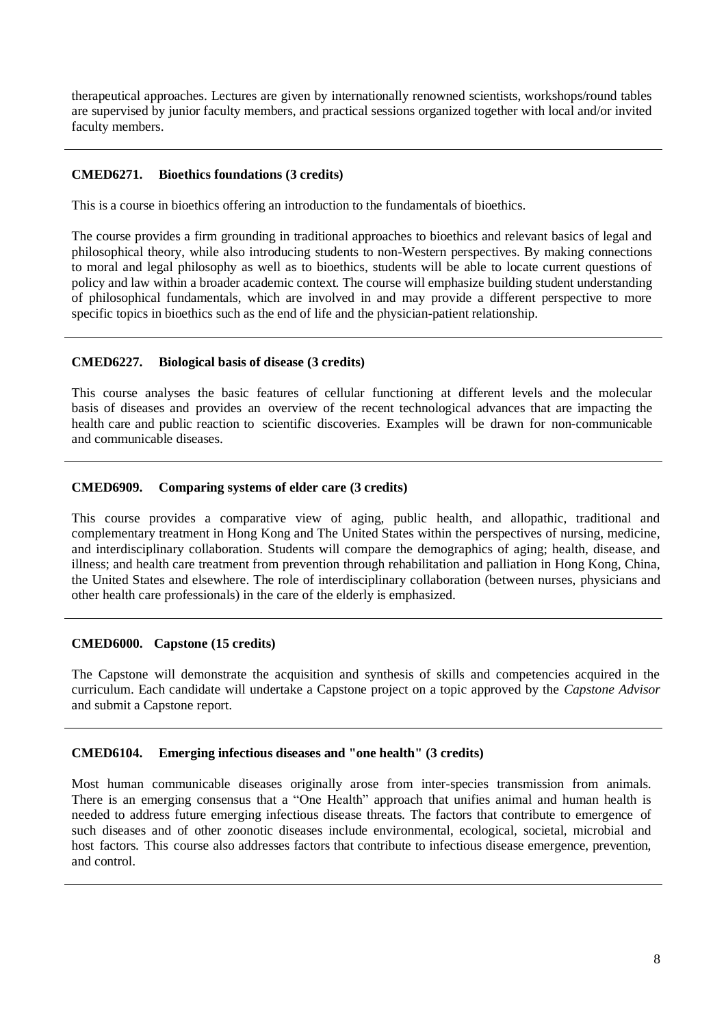therapeutical approaches. Lectures are given by internationally renowned scientists, workshops/round tables are supervised by junior faculty members, and practical sessions organized together with local and/or invited faculty members.

---

**CMED6271. Bioethics foundations (3 credits)**

This is a course in bioethics offering an introduction to the fundamentals of bioethics.

The course provides a firm grounding in traditional approaches to bioethics and relevant basics of legal and philosophical theory, while also introducing students to non-Western perspectives. By making connections to moral and legal philosophy as well as to bioethics, students will be able to locate current questions of policy and law within a broader academic context. The course will emphasize building student understanding of philosophical fundamentals, which are involved in and may provide a different perspective to more specific topics in bioethics such as the end of life and the physician-patient relationship.

---

**CMED6227. Biological basis of disease (3 credits)**

This course analyses the basic features of cellular functioning at different levels and the molecular basis of diseases and provides an overview of the recent technological advances that are impacting the health care and public reaction to scientific discoveries. Examples will be drawn for non-communicable and communicable diseases.

---

**CMED6909. Comparing systems of elder care (3 credits)**

This course provides a comparative view of aging, public health, and allopathic, traditional and complementary treatment in Hong Kong and The United States within the perspectives of nursing, medicine, and interdisciplinary collaboration. Students will compare the demographics of aging; health, disease, and illness; and health care treatment from prevention through rehabilitation and palliation in Hong Kong, China, the United States and elsewhere. The role of interdisciplinary collaboration (between nurses, physicians and other health care professionals) in the care of the elderly is emphasized.

---

**CMED6000. Capstone (15 credits)**

The Capstone will demonstrate the acquisition and synthesis of skills and competencies acquired in the curriculum. Each candidate will undertake a Capstone project on a topic approved by the *Capstone Advisor* and submit a Capstone report.

---

**CMED6104. Emerging infectious diseases and "one health" (3 credits)**

Most human communicable diseases originally arose from inter-species transmission from animals. There is an emerging consensus that a "One Health" approach that unifies animal and human health is needed to address future emerging infectious disease threats. The factors that contribute to emergence of such diseases and of other zoonotic diseases include environmental, ecological, societal, microbial and host factors. This course also addresses factors that contribute to infectious disease emergence, prevention, and control.

---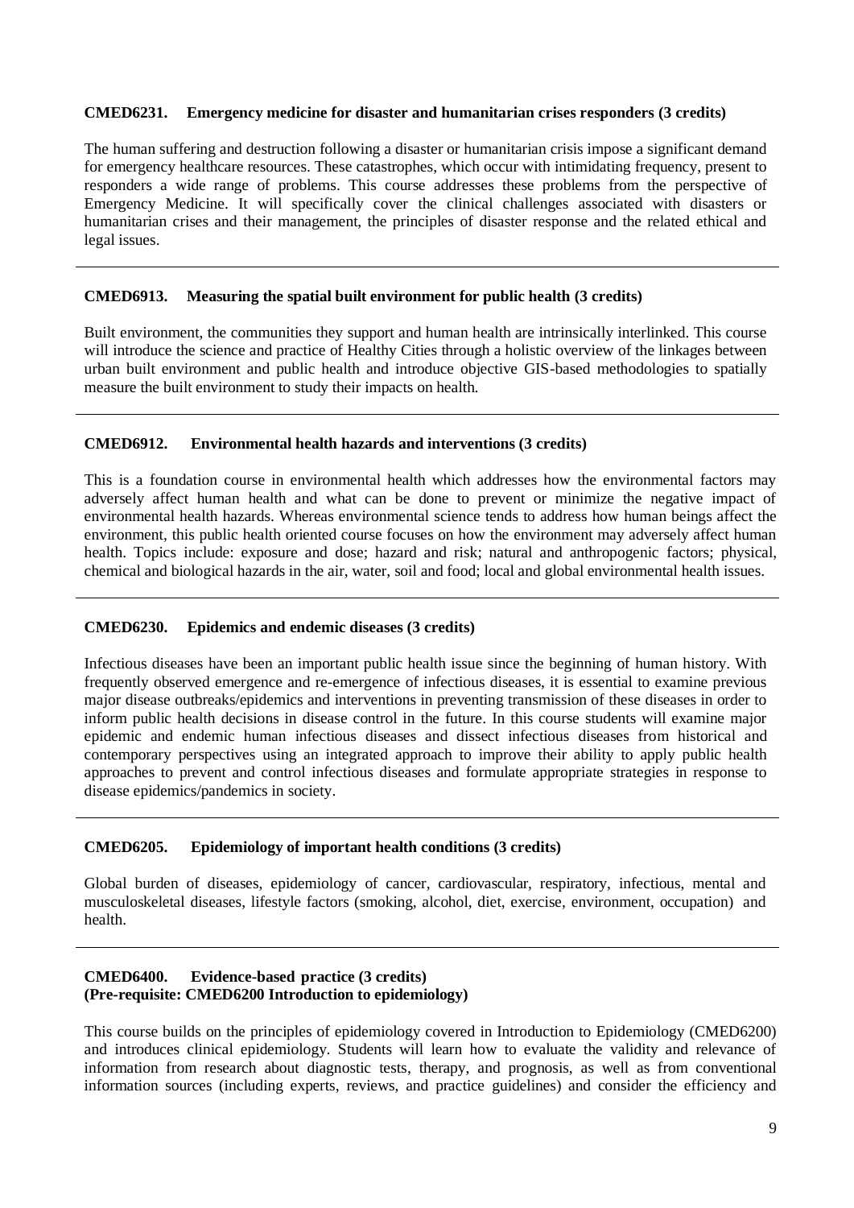**CMED6231. Emergency medicine for disaster and humanitarian crises responders (3 credits)**

The human suffering and destruction following a disaster or humanitarian crisis impose a significant demand for emergency healthcare resources. These catastrophes, which occur with intimidating frequency, present to responders a wide range of problems. This course addresses these problems from the perspective of Emergency Medicine. It will specifically cover the clinical challenges associated with disasters or humanitarian crises and their management, the principles of disaster response and the related ethical and legal issues.

---

**CMED6913. Measuring the spatial built environment for public health (3 credits)**

Built environment, the communities they support and human health are intrinsically interlinked. This course will introduce the science and practice of Healthy Cities through a holistic overview of the linkages between urban built environment and public health and introduce objective GIS-based methodologies to spatially measure the built environment to study their impacts on health.

---

**CMED6912. Environmental health hazards and interventions (3 credits)**

This is a foundation course in environmental health which addresses how the environmental factors may adversely affect human health and what can be done to prevent or minimize the negative impact of environmental health hazards. Whereas environmental science tends to address how human beings affect the environment, this public health oriented course focuses on how the environment may adversely affect human health. Topics include: exposure and dose; hazard and risk; natural and anthropogenic factors; physical, chemical and biological hazards in the air, water, soil and food; local and global environmental health issues.

---

**CMED6230. Epidemics and endemic diseases (3 credits)**

Infectious diseases have been an important public health issue since the beginning of human history. With frequently observed emergence and re-emergence of infectious diseases, it is essential to examine previous major disease outbreaks/epidemics and interventions in preventing transmission of these diseases in order to inform public health decisions in disease control in the future. In this course students will examine major epidemic and endemic human infectious diseases and dissect infectious diseases from historical and contemporary perspectives using an integrated approach to improve their ability to apply public health approaches to prevent and control infectious diseases and formulate appropriate strategies in response to disease epidemics/pandemics in society.

---

**CMED6205. Epidemiology of important health conditions (3 credits)**

Global burden of diseases, epidemiology of cancer, cardiovascular, respiratory, infectious, mental and musculoskeletal diseases, lifestyle factors (smoking, alcohol, diet, exercise, environment, occupation) and health.

---

**CMED6400. Evidence-based practice (3 credits)**
**(Pre-requisite: CMED6200 Introduction to epidemiology)**

This course builds on the principles of epidemiology covered in Introduction to Epidemiology (CMED6200) and introduces clinical epidemiology. Students will learn how to evaluate the validity and relevance of information from research about diagnostic tests, therapy, and prognosis, as well as from conventional information sources (including experts, reviews, and practice guidelines) and consider the efficiency and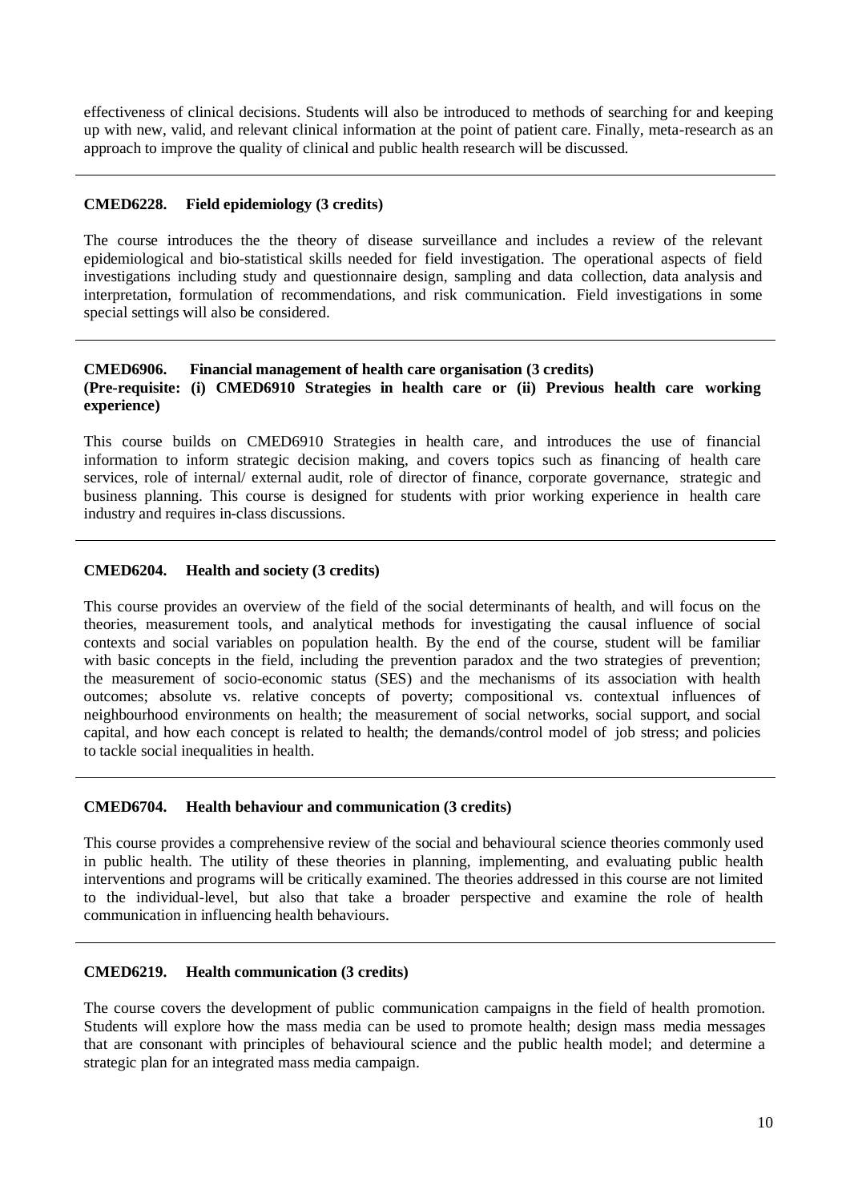effectiveness of clinical decisions. Students will also be introduced to methods of searching for and keeping up with new, valid, and relevant clinical information at the point of patient care. Finally, meta-research as an approach to improve the quality of clinical and public health research will be discussed.

---

**CMED6228. Field epidemiology (3 credits)**

The course introduces the the theory of disease surveillance and includes a review of the relevant epidemiological and bio-statistical skills needed for field investigation. The operational aspects of field investigations including study and questionnaire design, sampling and data collection, data analysis and interpretation, formulation of recommendations, and risk communication. Field investigations in some special settings will also be considered.

---

**CMED6906. Financial management of health care organisation (3 credits)**
**(Pre-requisite: (i) CMED6910 Strategies in health care or (ii) Previous health care working experience)**

This course builds on CMED6910 Strategies in health care, and introduces the use of financial information to inform strategic decision making, and covers topics such as financing of health care services, role of internal/ external audit, role of director of finance, corporate governance, strategic and business planning. This course is designed for students with prior working experience in health care industry and requires in-class discussions.

---

**CMED6204. Health and society (3 credits)**

This course provides an overview of the field of the social determinants of health, and will focus on the theories, measurement tools, and analytical methods for investigating the causal influence of social contexts and social variables on population health. By the end of the course, student will be familiar with basic concepts in the field, including the prevention paradox and the two strategies of prevention; the measurement of socio-economic status (SES) and the mechanisms of its association with health outcomes; absolute vs. relative concepts of poverty; compositional vs. contextual influences of neighbourhood environments on health; the measurement of social networks, social support, and social capital, and how each concept is related to health; the demands/control model of job stress; and policies to tackle social inequalities in health.

---

**CMED6704. Health behaviour and communication (3 credits)**

This course provides a comprehensive review of the social and behavioural science theories commonly used in public health. The utility of these theories in planning, implementing, and evaluating public health interventions and programs will be critically examined. The theories addressed in this course are not limited to the individual-level, but also that take a broader perspective and examine the role of health communication in influencing health behaviours.

---

**CMED6219. Health communication (3 credits)**

The course covers the development of public communication campaigns in the field of health promotion. Students will explore how the mass media can be used to promote health; design mass media messages that are consonant with principles of behavioural science and the public health model; and determine a strategic plan for an integrated mass media campaign.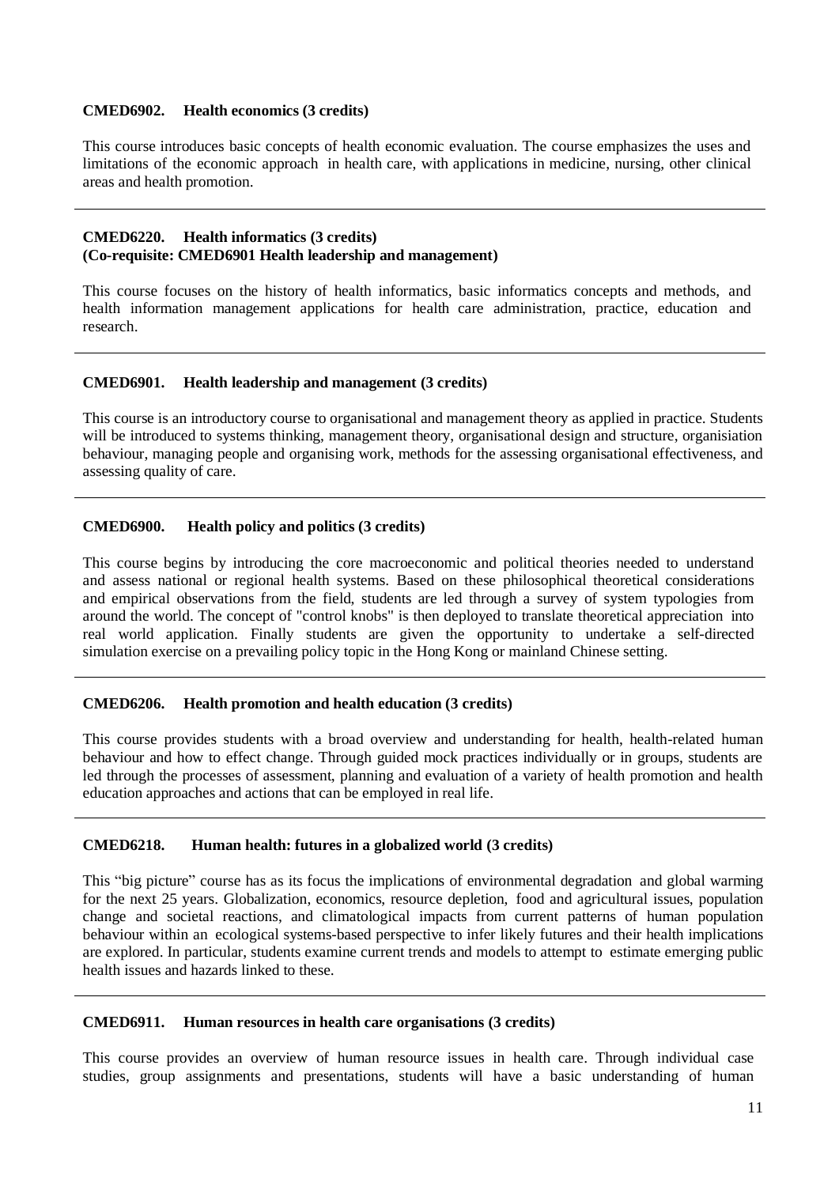**CMED6902. Health economics (3 credits)**

This course introduces basic concepts of health economic evaluation. The course emphasizes the uses and limitations of the economic approach in health care, with applications in medicine, nursing, other clinical areas and health promotion.

---

**CMED6220. Health informatics (3 credits)**
**(Co-requisite: CMED6901 Health leadership and management)**

This course focuses on the history of health informatics, basic informatics concepts and methods, and health information management applications for health care administration, practice, education and research.

---

**CMED6901. Health leadership and management (3 credits)**

This course is an introductory course to organisational and management theory as applied in practice. Students will be introduced to systems thinking, management theory, organisational design and structure, organisiation behaviour, managing people and organising work, methods for the assessing organisational effectiveness, and assessing quality of care.

---

**CMED6900. Health policy and politics (3 credits)**

This course begins by introducing the core macroeconomic and political theories needed to understand and assess national or regional health systems. Based on these philosophical theoretical considerations and empirical observations from the field, students are led through a survey of system typologies from around the world. The concept of "control knobs" is then deployed to translate theoretical appreciation into real world application. Finally students are given the opportunity to undertake a self-directed simulation exercise on a prevailing policy topic in the Hong Kong or mainland Chinese setting.

---

**CMED6206. Health promotion and health education (3 credits)**

This course provides students with a broad overview and understanding for health, health-related human behaviour and how to effect change. Through guided mock practices individually or in groups, students are led through the processes of assessment, planning and evaluation of a variety of health promotion and health education approaches and actions that can be employed in real life.

---

**CMED6218. Human health: futures in a globalized world (3 credits)**

This "big picture" course has as its focus the implications of environmental degradation and global warming for the next 25 years. Globalization, economics, resource depletion, food and agricultural issues, population change and societal reactions, and climatological impacts from current patterns of human population behaviour within an ecological systems-based perspective to infer likely futures and their health implications are explored. In particular, students examine current trends and models to attempt to estimate emerging public health issues and hazards linked to these.

---

**CMED6911. Human resources in health care organisations (3 credits)**

This course provides an overview of human resource issues in health care. Through individual case studies, group assignments and presentations, students will have a basic understanding of human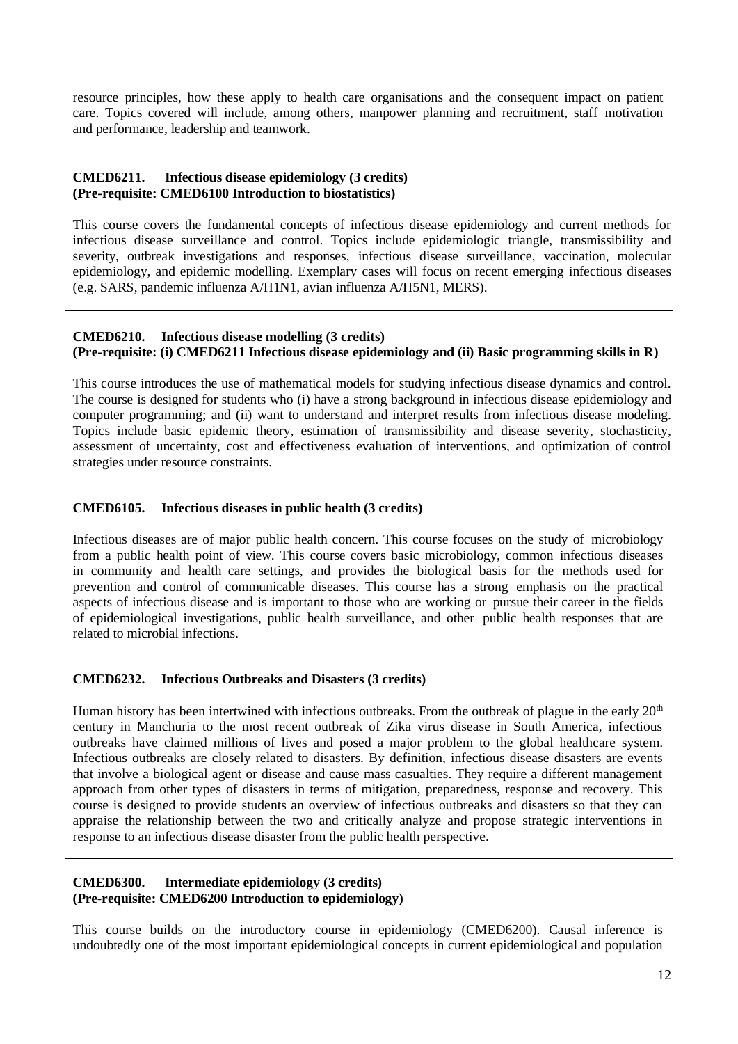resource principles, how these apply to health care organisations and the consequent impact on patient care. Topics covered will include, among others, manpower planning and recruitment, staff motivation and performance, leadership and teamwork.

---

**CMED6211. Infectious disease epidemiology (3 credits)**
**(Pre-requisite: CMED6100 Introduction to biostatistics)**

This course covers the fundamental concepts of infectious disease epidemiology and current methods for infectious disease surveillance and control. Topics include epidemiologic triangle, transmissibility and severity, outbreak investigations and responses, infectious disease surveillance, vaccination, molecular epidemiology, and epidemic modelling. Exemplary cases will focus on recent emerging infectious diseases (e.g. SARS, pandemic influenza A/H1N1, avian influenza A/H5N1, MERS).

---

**CMED6210. Infectious disease modelling (3 credits)**
**(Pre-requisite: (i) CMED6211 Infectious disease epidemiology and (ii) Basic programming skills in R)**

This course introduces the use of mathematical models for studying infectious disease dynamics and control. The course is designed for students who (i) have a strong background in infectious disease epidemiology and computer programming; and (ii) want to understand and interpret results from infectious disease modeling. Topics include basic epidemic theory, estimation of transmissibility and disease severity, stochasticity, assessment of uncertainty, cost and effectiveness evaluation of interventions, and optimization of control strategies under resource constraints.

---

**CMED6105. Infectious diseases in public health (3 credits)**

Infectious diseases are of major public health concern. This course focuses on the study of microbiology from a public health point of view. This course covers basic microbiology, common infectious diseases in community and health care settings, and provides the biological basis for the methods used for prevention and control of communicable diseases. This course has a strong emphasis on the practical aspects of infectious disease and is important to those who are working or pursue their career in the fields of epidemiological investigations, public health surveillance, and other public health responses that are related to microbial infections.

---

**CMED6232. Infectious Outbreaks and Disasters (3 credits)**

Human history has been intertwined with infectious outbreaks. From the outbreak of plague in the early 20th century in Manchuria to the most recent outbreak of Zika virus disease in South America, infectious outbreaks have claimed millions of lives and posed a major problem to the global healthcare system. Infectious outbreaks are closely related to disasters. By definition, infectious disease disasters are events that involve a biological agent or disease and cause mass casualties. They require a different management approach from other types of disasters in terms of mitigation, preparedness, response and recovery. This course is designed to provide students an overview of infectious outbreaks and disasters so that they can appraise the relationship between the two and critically analyze and propose strategic interventions in response to an infectious disease disaster from the public health perspective.

---

**CMED6300. Intermediate epidemiology (3 credits)**
**(Pre-requisite: CMED6200 Introduction to epidemiology)**

This course builds on the introductory course in epidemiology (CMED6200). Causal inference is undoubtedly one of the most important epidemiological concepts in current epidemiological and population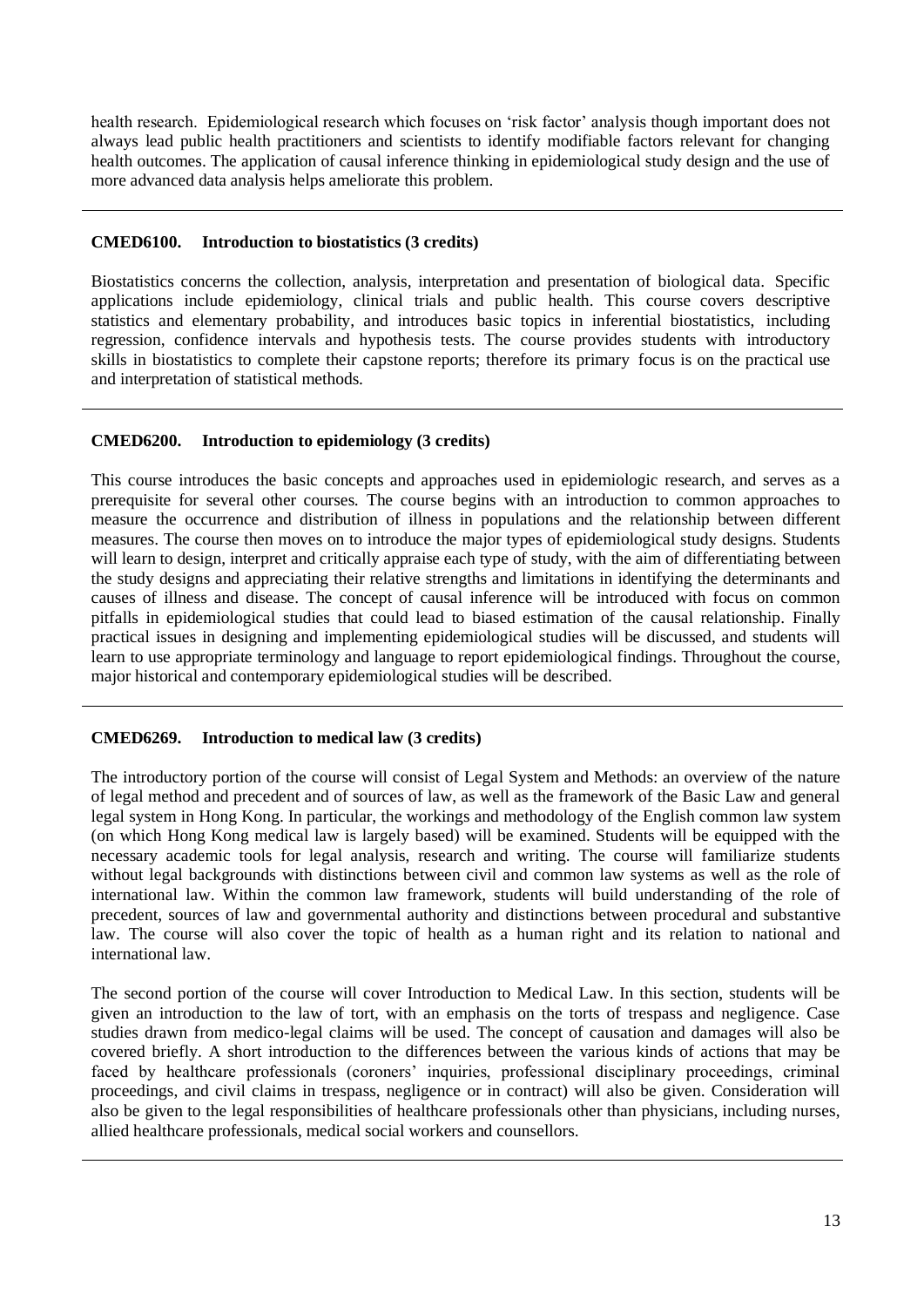health research. Epidemiological research which focuses on 'risk factor' analysis though important does not always lead public health practitioners and scientists to identify modifiable factors relevant for changing health outcomes. The application of causal inference thinking in epidemiological study design and the use of more advanced data analysis helps ameliorate this problem.

---

**CMED6100. Introduction to biostatistics (3 credits)**

Biostatistics concerns the collection, analysis, interpretation and presentation of biological data. Specific applications include epidemiology, clinical trials and public health. This course covers descriptive statistics and elementary probability, and introduces basic topics in inferential biostatistics, including regression, confidence intervals and hypothesis tests. The course provides students with introductory skills in biostatistics to complete their capstone reports; therefore its primary focus is on the practical use and interpretation of statistical methods.

---

**CMED6200. Introduction to epidemiology (3 credits)**

This course introduces the basic concepts and approaches used in epidemiologic research, and serves as a prerequisite for several other courses. The course begins with an introduction to common approaches to measure the occurrence and distribution of illness in populations and the relationship between different measures. The course then moves on to introduce the major types of epidemiological study designs. Students will learn to design, interpret and critically appraise each type of study, with the aim of differentiating between the study designs and appreciating their relative strengths and limitations in identifying the determinants and causes of illness and disease. The concept of causal inference will be introduced with focus on common pitfalls in epidemiological studies that could lead to biased estimation of the causal relationship. Finally practical issues in designing and implementing epidemiological studies will be discussed, and students will learn to use appropriate terminology and language to report epidemiological findings. Throughout the course, major historical and contemporary epidemiological studies will be described.

---

**CMED6269. Introduction to medical law (3 credits)**

The introductory portion of the course will consist of Legal System and Methods: an overview of the nature of legal method and precedent and of sources of law, as well as the framework of the Basic Law and general legal system in Hong Kong. In particular, the workings and methodology of the English common law system (on which Hong Kong medical law is largely based) will be examined. Students will be equipped with the necessary academic tools for legal analysis, research and writing. The course will familiarize students without legal backgrounds with distinctions between civil and common law systems as well as the role of international law. Within the common law framework, students will build understanding of the role of precedent, sources of law and governmental authority and distinctions between procedural and substantive law. The course will also cover the topic of health as a human right and its relation to national and international law.

The second portion of the course will cover Introduction to Medical Law. In this section, students will be given an introduction to the law of tort, with an emphasis on the torts of trespass and negligence. Case studies drawn from medico-legal claims will be used. The concept of causation and damages will also be covered briefly. A short introduction to the differences between the various kinds of actions that may be faced by healthcare professionals (coroners' inquiries, professional disciplinary proceedings, criminal proceedings, and civil claims in trespass, negligence or in contract) will also be given. Consideration will also be given to the legal responsibilities of healthcare professionals other than physicians, including nurses, allied healthcare professionals, medical social workers and counsellors.

---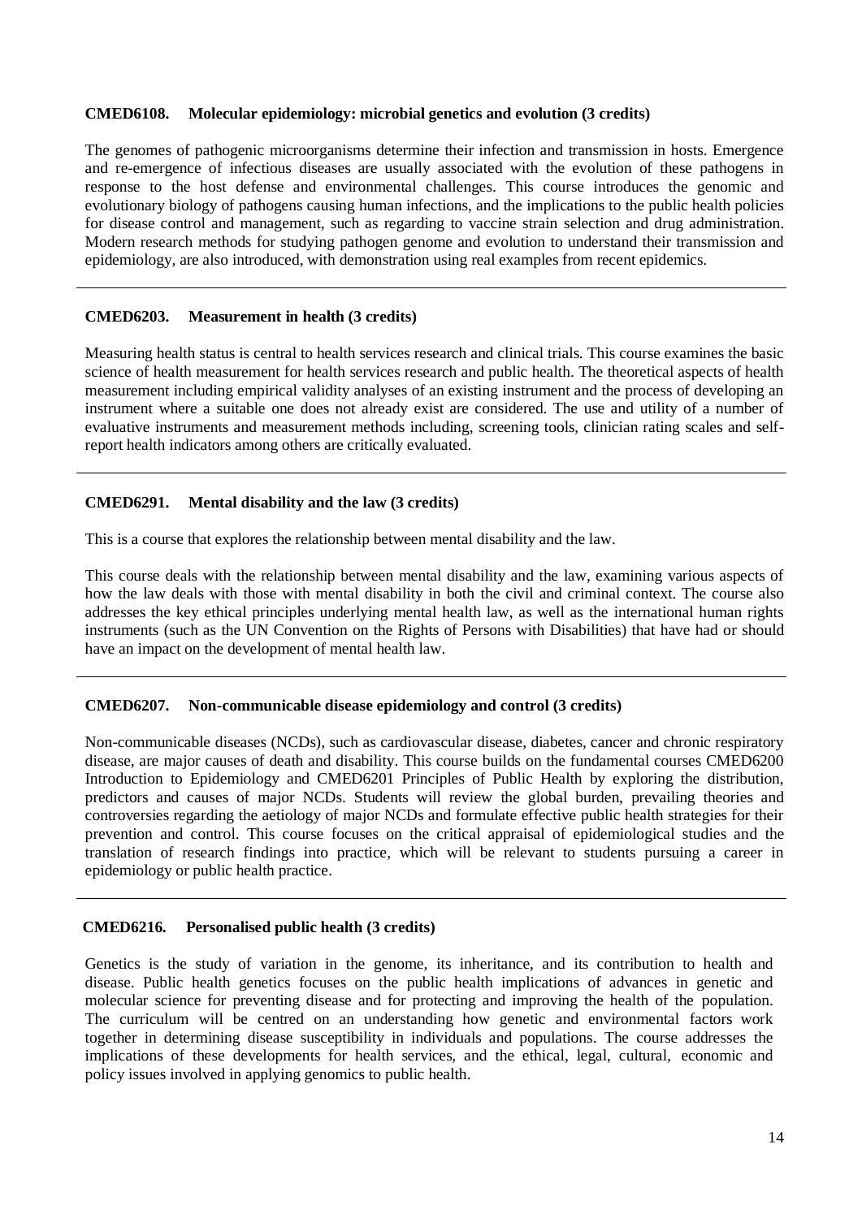**CMED6108. Molecular epidemiology: microbial genetics and evolution (3 credits)**

The genomes of pathogenic microorganisms determine their infection and transmission in hosts. Emergence and re-emergence of infectious diseases are usually associated with the evolution of these pathogens in response to the host defense and environmental challenges. This course introduces the genomic and evolutionary biology of pathogens causing human infections, and the implications to the public health policies for disease control and management, such as regarding to vaccine strain selection and drug administration. Modern research methods for studying pathogen genome and evolution to understand their transmission and epidemiology, are also introduced, with demonstration using real examples from recent epidemics.

---

**CMED6203. Measurement in health (3 credits)**

Measuring health status is central to health services research and clinical trials. This course examines the basic science of health measurement for health services research and public health. The theoretical aspects of health measurement including empirical validity analyses of an existing instrument and the process of developing an instrument where a suitable one does not already exist are considered. The use and utility of a number of evaluative instruments and measurement methods including, screening tools, clinician rating scales and self-report health indicators among others are critically evaluated.

---

**CMED6291. Mental disability and the law (3 credits)**

This is a course that explores the relationship between mental disability and the law.

This course deals with the relationship between mental disability and the law, examining various aspects of how the law deals with those with mental disability in both the civil and criminal context. The course also addresses the key ethical principles underlying mental health law, as well as the international human rights instruments (such as the UN Convention on the Rights of Persons with Disabilities) that have had or should have an impact on the development of mental health law.

---

**CMED6207. Non-communicable disease epidemiology and control (3 credits)**

Non-communicable diseases (NCDs), such as cardiovascular disease, diabetes, cancer and chronic respiratory disease, are major causes of death and disability. This course builds on the fundamental courses CMED6200 Introduction to Epidemiology and CMED6201 Principles of Public Health by exploring the distribution, predictors and causes of major NCDs. Students will review the global burden, prevailing theories and controversies regarding the aetiology of major NCDs and formulate effective public health strategies for their prevention and control. This course focuses on the critical appraisal of epidemiological studies and the translation of research findings into practice, which will be relevant to students pursuing a career in epidemiology or public health practice.

---

**CMED6216. Personalised public health (3 credits)**

Genetics is the study of variation in the genome, its inheritance, and its contribution to health and disease. Public health genetics focuses on the public health implications of advances in genetic and molecular science for preventing disease and for protecting and improving the health of the population. The curriculum will be centred on an understanding how genetic and environmental factors work together in determining disease susceptibility in individuals and populations. The course addresses the implications of these developments for health services, and the ethical, legal, cultural, economic and policy issues involved in applying genomics to public health.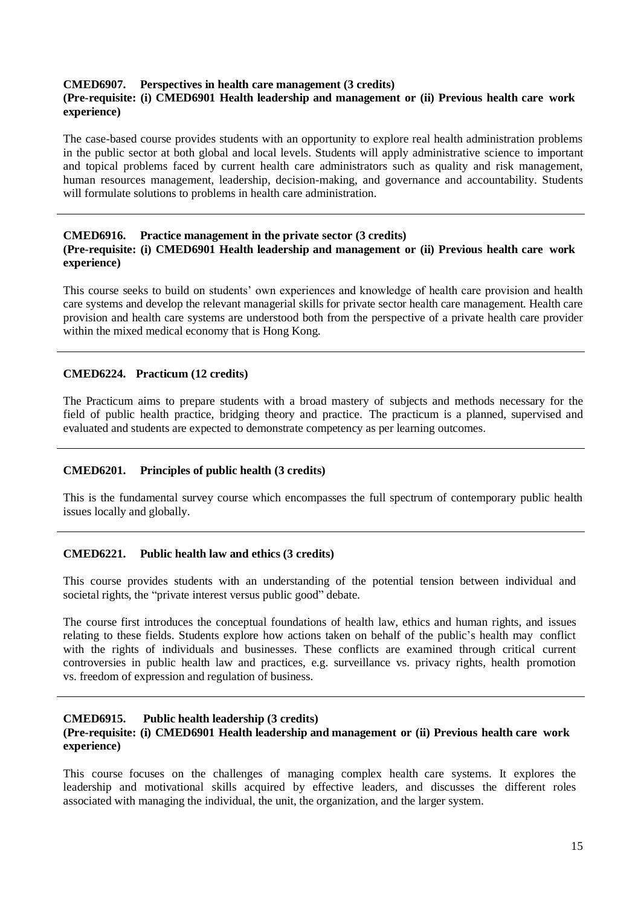**CMED6907. Perspectives in health care management (3 credits)**
**(Pre-requisite: (i) CMED6901 Health leadership and management or (ii) Previous health care work experience)**

The case-based course provides students with an opportunity to explore real health administration problems in the public sector at both global and local levels. Students will apply administrative science to important and topical problems faced by current health care administrators such as quality and risk management, human resources management, leadership, decision-making, and governance and accountability. Students will formulate solutions to problems in health care administration.

---

**CMED6916. Practice management in the private sector (3 credits)**
**(Pre-requisite: (i) CMED6901 Health leadership and management or (ii) Previous health care work experience)**

This course seeks to build on students' own experiences and knowledge of health care provision and health care systems and develop the relevant managerial skills for private sector health care management. Health care provision and health care systems are understood both from the perspective of a private health care provider within the mixed medical economy that is Hong Kong.

---

**CMED6224. Practicum (12 credits)**

The Practicum aims to prepare students with a broad mastery of subjects and methods necessary for the field of public health practice, bridging theory and practice. The practicum is a planned, supervised and evaluated and students are expected to demonstrate competency as per learning outcomes.

---

**CMED6201. Principles of public health (3 credits)**

This is the fundamental survey course which encompasses the full spectrum of contemporary public health issues locally and globally.

---

**CMED6221. Public health law and ethics (3 credits)**

This course provides students with an understanding of the potential tension between individual and societal rights, the "private interest versus public good" debate.

The course first introduces the conceptual foundations of health law, ethics and human rights, and issues relating to these fields. Students explore how actions taken on behalf of the public's health may conflict with the rights of individuals and businesses. These conflicts are examined through critical current controversies in public health law and practices, e.g. surveillance vs. privacy rights, health promotion vs. freedom of expression and regulation of business.

---

**CMED6915. Public health leadership (3 credits)**
**(Pre-requisite: (i) CMED6901 Health leadership and management or (ii) Previous health care work experience)**

This course focuses on the challenges of managing complex health care systems. It explores the leadership and motivational skills acquired by effective leaders, and discusses the different roles associated with managing the individual, the unit, the organization, and the larger system.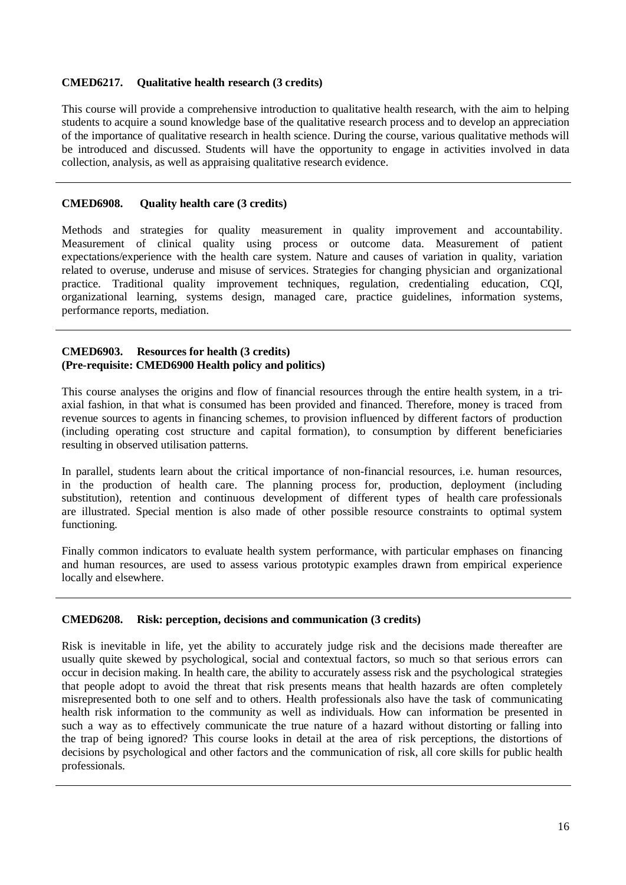**CMED6217. Qualitative health research (3 credits)**

This course will provide a comprehensive introduction to qualitative health research, with the aim to helping students to acquire a sound knowledge base of the qualitative research process and to develop an appreciation of the importance of qualitative research in health science. During the course, various qualitative methods will be introduced and discussed. Students will have the opportunity to engage in activities involved in data collection, analysis, as well as appraising qualitative research evidence.

---

**CMED6908. Quality health care (3 credits)**

Methods and strategies for quality measurement in quality improvement and accountability. Measurement of clinical quality using process or outcome data. Measurement of patient expectations/experience with the health care system. Nature and causes of variation in quality, variation related to overuse, underuse and misuse of services. Strategies for changing physician and organizational practice. Traditional quality improvement techniques, regulation, credentialing education, CQI, organizational learning, systems design, managed care, practice guidelines, information systems, performance reports, mediation.

---

**CMED6903. Resources for health (3 credits)**
**(Pre-requisite: CMED6900 Health policy and politics)**

This course analyses the origins and flow of financial resources through the entire health system, in a tri-axial fashion, in that what is consumed has been provided and financed. Therefore, money is traced from revenue sources to agents in financing schemes, to provision influenced by different factors of production (including operating cost structure and capital formation), to consumption by different beneficiaries resulting in observed utilisation patterns.

In parallel, students learn about the critical importance of non-financial resources, i.e. human resources, in the production of health care. The planning process for, production, deployment (including substitution), retention and continuous development of different types of health care professionals are illustrated. Special mention is also made of other possible resource constraints to optimal system functioning.

Finally common indicators to evaluate health system performance, with particular emphases on financing and human resources, are used to assess various prototypic examples drawn from empirical experience locally and elsewhere.

---

**CMED6208. Risk: perception, decisions and communication (3 credits)**

Risk is inevitable in life, yet the ability to accurately judge risk and the decisions made thereafter are usually quite skewed by psychological, social and contextual factors, so much so that serious errors can occur in decision making. In health care, the ability to accurately assess risk and the psychological strategies that people adopt to avoid the threat that risk presents means that health hazards are often completely misrepresented both to one self and to others. Health professionals also have the task of communicating health risk information to the community as well as individuals. How can information be presented in such a way as to effectively communicate the true nature of a hazard without distorting or falling into the trap of being ignored? This course looks in detail at the area of risk perceptions, the distortions of decisions by psychological and other factors and the communication of risk, all core skills for public health professionals.

---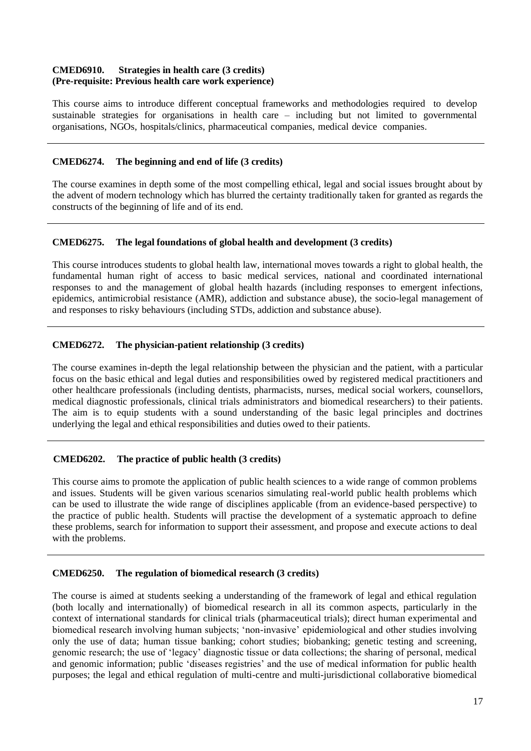**CMED6910. Strategies in health care (3 credits)**
**(Pre-requisite: Previous health care work experience)**

This course aims to introduce different conceptual frameworks and methodologies required to develop sustainable strategies for organisations in health care – including but not limited to governmental organisations, NGOs, hospitals/clinics, pharmaceutical companies, medical device companies.

---

**CMED6274. The beginning and end of life (3 credits)**

The course examines in depth some of the most compelling ethical, legal and social issues brought about by the advent of modern technology which has blurred the certainty traditionally taken for granted as regards the constructs of the beginning of life and of its end.

---

**CMED6275. The legal foundations of global health and development (3 credits)**

This course introduces students to global health law, international moves towards a right to global health, the fundamental human right of access to basic medical services, national and coordinated international responses to and the management of global health hazards (including responses to emergent infections, epidemics, antimicrobial resistance (AMR), addiction and substance abuse), the socio-legal management of and responses to risky behaviours (including STDs, addiction and substance abuse).

---

**CMED6272. The physician-patient relationship (3 credits)**

The course examines in-depth the legal relationship between the physician and the patient, with a particular focus on the basic ethical and legal duties and responsibilities owed by registered medical practitioners and other healthcare professionals (including dentists, pharmacists, nurses, medical social workers, counsellors, medical diagnostic professionals, clinical trials administrators and biomedical researchers) to their patients. The aim is to equip students with a sound understanding of the basic legal principles and doctrines underlying the legal and ethical responsibilities and duties owed to their patients.

---

**CMED6202. The practice of public health (3 credits)**

This course aims to promote the application of public health sciences to a wide range of common problems and issues. Students will be given various scenarios simulating real-world public health problems which can be used to illustrate the wide range of disciplines applicable (from an evidence-based perspective) to the practice of public health. Students will practise the development of a systematic approach to define these problems, search for information to support their assessment, and propose and execute actions to deal with the problems.

---

**CMED6250. The regulation of biomedical research (3 credits)**

The course is aimed at students seeking a understanding of the framework of legal and ethical regulation (both locally and internationally) of biomedical research in all its common aspects, particularly in the context of international standards for clinical trials (pharmaceutical trials); direct human experimental and biomedical research involving human subjects; 'non-invasive' epidemiological and other studies involving only the use of data; human tissue banking; cohort studies; biobanking; genetic testing and screening, genomic research; the use of 'legacy' diagnostic tissue or data collections; the sharing of personal, medical and genomic information; public 'diseases registries' and the use of medical information for public health purposes; the legal and ethical regulation of multi-centre and multi-jurisdictional collaborative biomedical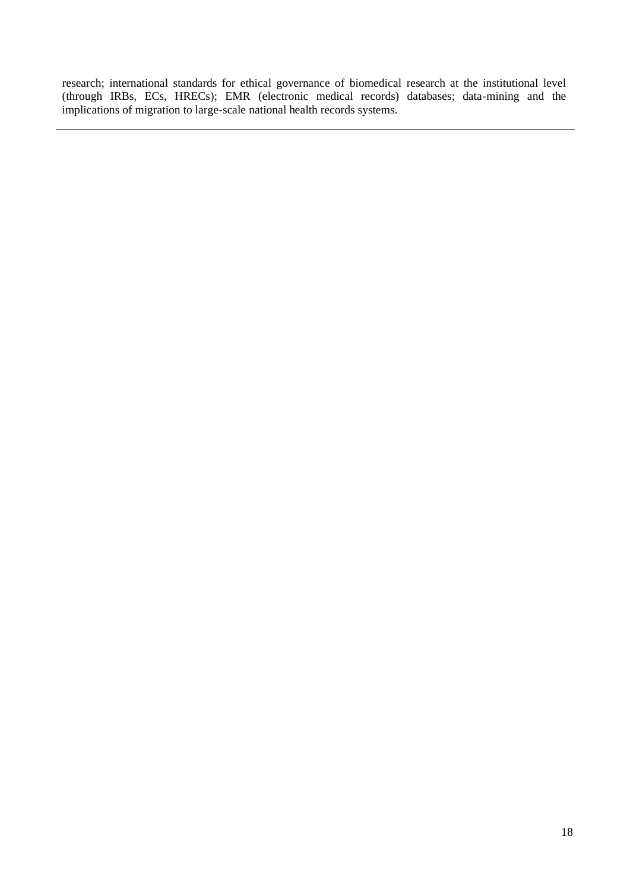research; international standards for ethical governance of biomedical research at the institutional level (through IRBs, ECs, HRECs); EMR (electronic medical records) databases; data-mining and the implications of migration to large-scale national health records systems.

---